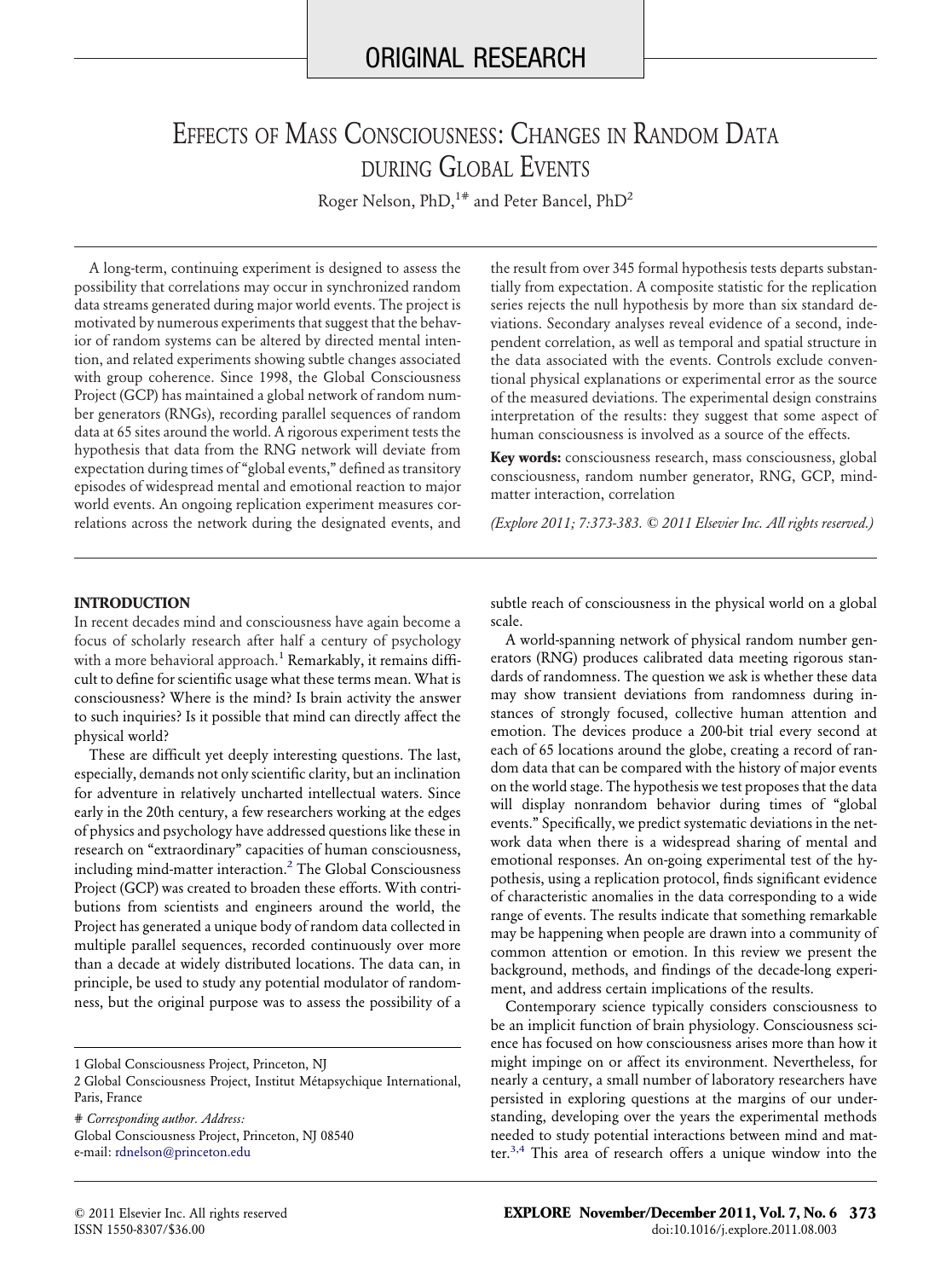ORIGINAL RESEARCH

# Effects of Mass Consciousness: Changes in Random Data during Global Events

Roger Nelson, PhD,[1#] and Peter Bancel, PhD[2]

A long-term, continuing experiment is designed to assess the possibility that correlations may occur in synchronized random data streams generated during major world events. The project is motivated by numerous experiments that suggest that the behavior of random systems can be altered by directed mental intention, and related experiments showing subtle changes associated with group coherence. Since 1998, the Global Consciousness Project (GCP) has maintained a global network of random number generators (RNGs), recording parallel sequences of random data at 65 sites around the world. A rigorous experiment tests the hypothesis that data from the RNG network will deviate from expectation during times of "global events," defined as transitory episodes of widespread mental and emotional reaction to major world events. An ongoing replication experiment measures correlations across the network during the designated events, and the result from over 345 formal hypothesis tests departs substantially from expectation. A composite statistic for the replication series rejects the null hypothesis by more than six standard deviations. Secondary analyses reveal evidence of a second, independent correlation, as well as temporal and spatial structure in the data associated with the events. Controls exclude conventional physical explanations or experimental error as the source of the measured deviations. The experimental design constrains interpretation of the results: they suggest that some aspect of human consciousness is involved as a source of the effects.

**Key words:** consciousness research, mass consciousness, global consciousness, random number generator, RNG, GCP, mind-matter interaction, correlation

*(Explore 2011; 7:373-383. © 2011 Elsevier Inc. All rights reserved.)*

## INTRODUCTION

In recent decades mind and consciousness have again become a focus of scholarly research after half a century of psychology with a more behavioral approach.[1] Remarkably, it remains difficult to define for scientific usage what these terms mean. What is consciousness? Where is the mind? Is brain activity the answer to such inquiries? Is it possible that mind can directly affect the physical world?

These are difficult yet deeply interesting questions. The last, especially, demands not only scientific clarity, but an inclination for adventure in relatively uncharted intellectual waters. Since early in the 20th century, a few researchers working at the edges of physics and psychology have addressed questions like these in research on "extraordinary" capacities of human consciousness, including mind-matter interaction.[2] The Global Consciousness Project (GCP) was created to broaden these efforts. With contributions from scientists and engineers around the world, the Project has generated a unique body of random data collected in multiple parallel sequences, recorded continuously over more than a decade at widely distributed locations. The data can, in principle, be used to study any potential modulator of randomness, but the original purpose was to assess the possibility of a subtle reach of consciousness in the physical world on a global scale.

A world-spanning network of physical random number generators (RNG) produces calibrated data meeting rigorous standards of randomness. The question we ask is whether these data may show transient deviations from randomness during instances of strongly focused, collective human attention and emotion. The devices produce a 200-bit trial every second at each of 65 locations around the globe, creating a record of random data that can be compared with the history of major events on the world stage. The hypothesis we test proposes that the data will display nonrandom behavior during times of "global events." Specifically, we predict systematic deviations in the network data when there is a widespread sharing of mental and emotional responses. An on-going experimental test of the hypothesis, using a replication protocol, finds significant evidence of characteristic anomalies in the data corresponding to a wide range of events. The results indicate that something remarkable may be happening when people are drawn into a community of common attention or emotion. In this review we present the background, methods, and findings of the decade-long experiment, and address certain implications of the results.

Contemporary science typically considers consciousness to be an implicit function of brain physiology. Consciousness science has focused on how consciousness arises more than how it might impinge on or affect its environment. Nevertheless, for nearly a century, a small number of laboratory researchers have persisted in exploring questions at the margins of our understanding, developing over the years the experimental methods needed to study potential interactions between mind and matter.[3,4] This area of research offers a unique window into the

1 Global Consciousness Project, Princeton, NJ

2 Global Consciousness Project, Institut Métapsychique International, Paris, France

# *Corresponding author. Address:*
Global Consciousness Project, Princeton, NJ 08540
e-mail: rdnelson@princeton.edu

© 2011 Elsevier Inc. All rights reserved
ISSN 1550-8307/$36.00

doi:10.1016/j.explore.2011.08.003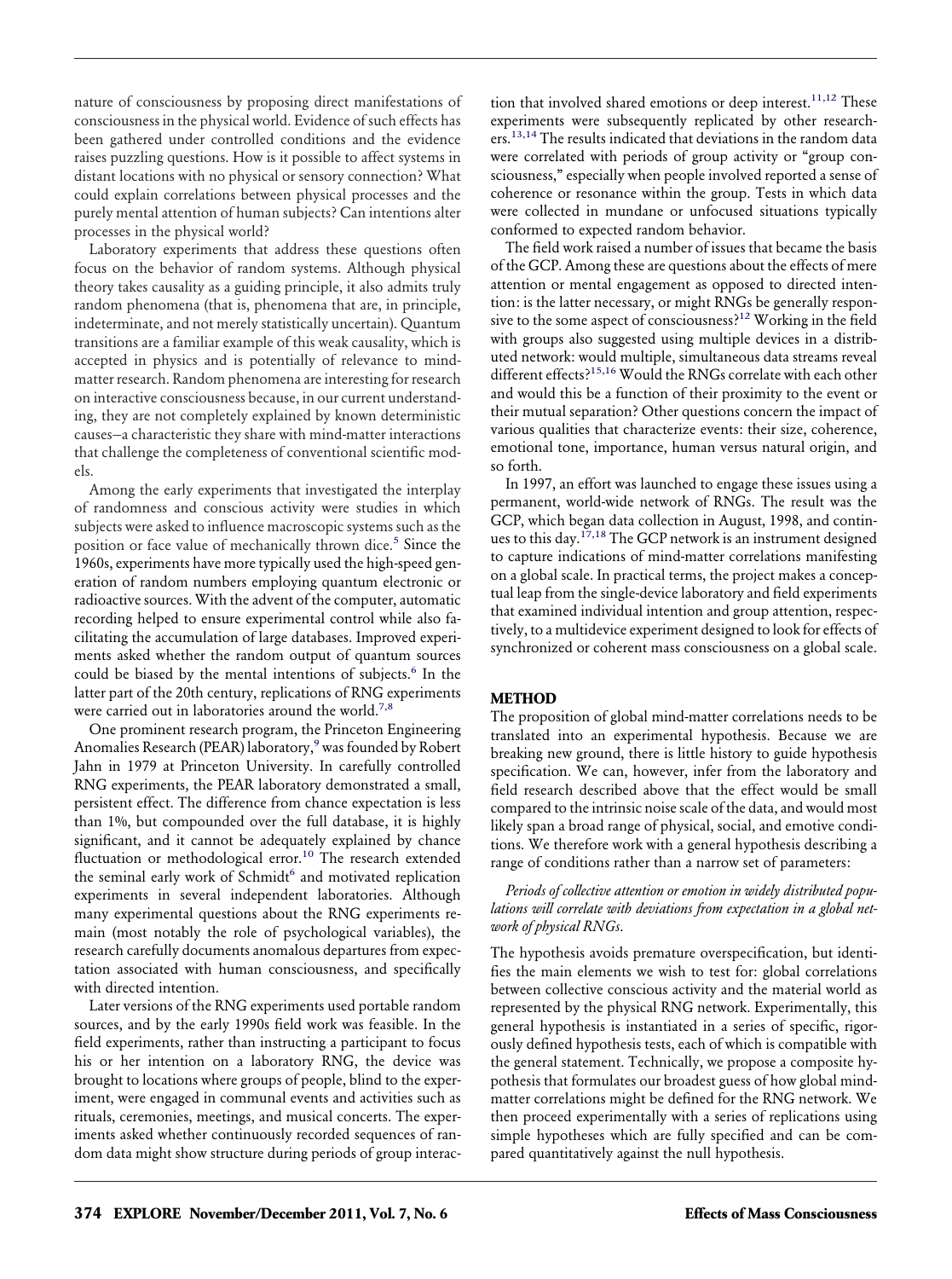nature of consciousness by proposing direct manifestations of consciousness in the physical world. Evidence of such effects has been gathered under controlled conditions and the evidence raises puzzling questions. How is it possible to affect systems in distant locations with no physical or sensory connection? What could explain correlations between physical processes and the purely mental attention of human subjects? Can intentions alter processes in the physical world?

Laboratory experiments that address these questions often focus on the behavior of random systems. Although physical theory takes causality as a guiding principle, it also admits truly random phenomena (that is, phenomena that are, in principle, indeterminate, and not merely statistically uncertain). Quantum transitions are a familiar example of this weak causality, which is accepted in physics and is potentially of relevance to mind-matter research. Random phenomena are interesting for research on interactive consciousness because, in our current understanding, they are not completely explained by known deterministic causes—a characteristic they share with mind-matter interactions that challenge the completeness of conventional scientific models.

Among the early experiments that investigated the interplay of randomness and conscious activity were studies in which subjects were asked to influence macroscopic systems such as the position or face value of mechanically thrown dice.[5] Since the 1960s, experiments have more typically used the high-speed generation of random numbers employing quantum electronic or radioactive sources. With the advent of the computer, automatic recording helped to ensure experimental control while also facilitating the accumulation of large databases. Improved experiments asked whether the random output of quantum sources could be biased by the mental intentions of subjects.[6] In the latter part of the 20th century, replications of RNG experiments were carried out in laboratories around the world.[7,8]

One prominent research program, the Princeton Engineering Anomalies Research (PEAR) laboratory,[9] was founded by Robert Jahn in 1979 at Princeton University. In carefully controlled RNG experiments, the PEAR laboratory demonstrated a small, persistent effect. The difference from chance expectation is less than 1‰, but compounded over the full database, it is highly significant, and it cannot be adequately explained by chance fluctuation or methodological error.[10] The research extended the seminal early work of Schmidt[6] and motivated replication experiments in several independent laboratories. Although many experimental questions about the RNG experiments remain (most notably the role of psychological variables), the research carefully documents anomalous departures from expectation associated with human consciousness, and specifically with directed intention.

Later versions of the RNG experiments used portable random sources, and by the early 1990s field work was feasible. In the field experiments, rather than instructing a participant to focus his or her intention on a laboratory RNG, the device was brought to locations where groups of people, blind to the experiment, were engaged in communal events and activities such as rituals, ceremonies, meetings, and musical concerts. The experiments asked whether continuously recorded sequences of random data might show structure during periods of group interaction that involved shared emotions or deep interest.[11,12] These experiments were subsequently replicated by other researchers.[13,14] The results indicated that deviations in the random data were correlated with periods of group activity or "group consciousness," especially when people involved reported a sense of coherence or resonance within the group. Tests in which data were collected in mundane or unfocused situations typically conformed to expected random behavior.

The field work raised a number of issues that became the basis of the GCP. Among these are questions about the effects of mere attention or mental engagement as opposed to directed intention: is the latter necessary, or might RNGs be generally responsive to the some aspect of consciousness?[12] Working in the field with groups also suggested using multiple devices in a distributed network: would multiple, simultaneous data streams reveal different effects?[15,16] Would the RNGs correlate with each other and would this be a function of their proximity to the event or their mutual separation? Other questions concern the impact of various qualities that characterize events: their size, coherence, emotional tone, importance, human versus natural origin, and so forth.

In 1997, an effort was launched to engage these issues using a permanent, world-wide network of RNGs. The result was the GCP, which began data collection in August, 1998, and continues to this day.[17,18] The GCP network is an instrument designed to capture indications of mind-matter correlations manifesting on a global scale. In practical terms, the project makes a conceptual leap from the single-device laboratory and field experiments that examined individual intention and group attention, respectively, to a multidevice experiment designed to look for effects of synchronized or coherent mass consciousness on a global scale.

## METHOD

The proposition of global mind-matter correlations needs to be translated into an experimental hypothesis. Because we are breaking new ground, there is little history to guide hypothesis specification. We can, however, infer from the laboratory and field research described above that the effect would be small compared to the intrinsic noise scale of the data, and would most likely span a broad range of physical, social, and emotive conditions. We therefore work with a general hypothesis describing a range of conditions rather than a narrow set of parameters:

*Periods of collective attention or emotion in widely distributed populations will correlate with deviations from expectation in a global network of physical RNGs.*

The hypothesis avoids premature overspecification, but identifies the main elements we wish to test for: global correlations between collective conscious activity and the material world as represented by the physical RNG network. Experimentally, this general hypothesis is instantiated in a series of specific, rigorously defined hypothesis tests, each of which is compatible with the general statement. Technically, we propose a composite hypothesis that formulates our broadest guess of how global mind-matter correlations might be defined for the RNG network. We then proceed experimentally with a series of replications using simple hypotheses which are fully specified and can be compared quantitatively against the null hypothesis.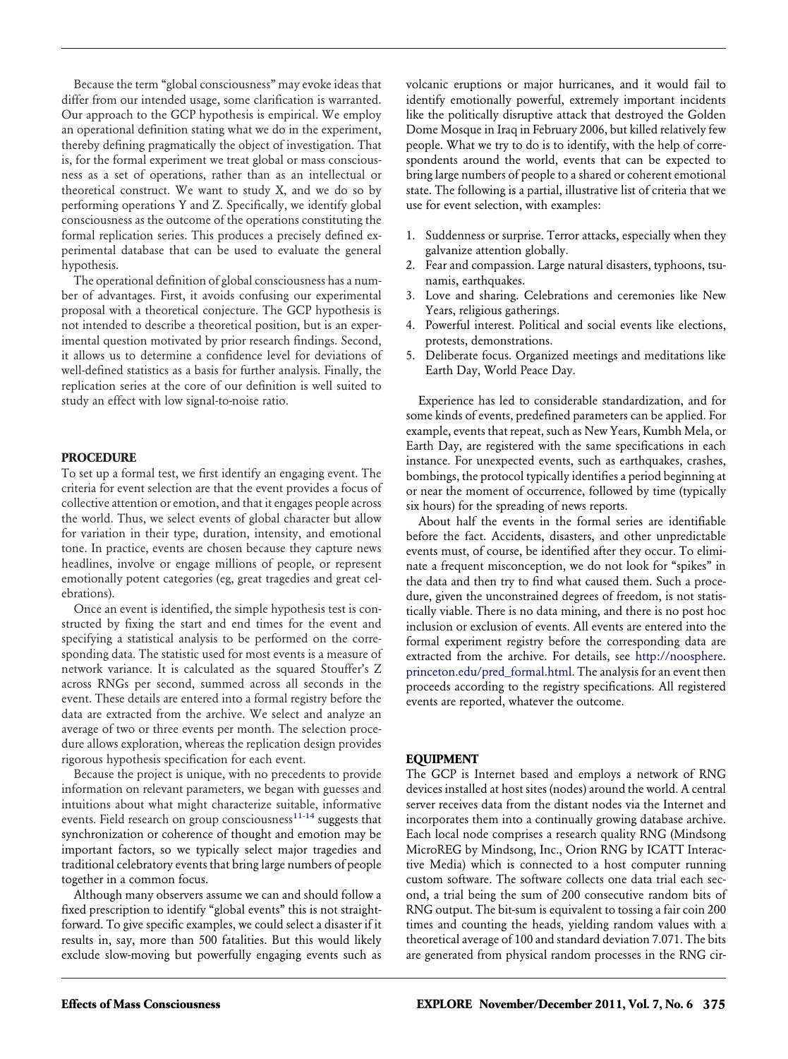Because the term "global consciousness" may evoke ideas that differ from our intended usage, some clarification is warranted. Our approach to the GCP hypothesis is empirical. We employ an operational definition stating what we do in the experiment, thereby defining pragmatically the object of investigation. That is, for the formal experiment we treat global or mass consciousness as a set of operations, rather than as an intellectual or theoretical construct. We want to study X, and we do so by performing operations Y and Z. Specifically, we identify global consciousness as the outcome of the operations constituting the formal replication series. This produces a precisely defined experimental database that can be used to evaluate the general hypothesis.

The operational definition of global consciousness has a number of advantages. First, it avoids confusing our experimental proposal with a theoretical conjecture. The GCP hypothesis is not intended to describe a theoretical position, but is an experimental question motivated by prior research findings. Second, it allows us to determine a confidence level for deviations of well-defined statistics as a basis for further analysis. Finally, the replication series at the core of our definition is well suited to study an effect with low signal-to-noise ratio.

## PROCEDURE

To set up a formal test, we first identify an engaging event. The criteria for event selection are that the event provides a focus of collective attention or emotion, and that it engages people across the world. Thus, we select events of global character but allow for variation in their type, duration, intensity, and emotional tone. In practice, events are chosen because they capture news headlines, involve or engage millions of people, or represent emotionally potent categories (eg, great tragedies and great celebrations).

Once an event is identified, the simple hypothesis test is constructed by fixing the start and end times for the event and specifying a statistical analysis to be performed on the corresponding data. The statistic used for most events is a measure of network variance. It is calculated as the squared Stouffer's Z across RNGs per second, summed across all seconds in the event. These details are entered into a formal registry before the data are extracted from the archive. We select and analyze an average of two or three events per month. The selection procedure allows exploration, whereas the replication design provides rigorous hypothesis specification for each event.

Because the project is unique, with no precedents to provide information on relevant parameters, we began with guesses and intuitions about what might characterize suitable, informative events. Field research on group consciousness[11-14] suggests that synchronization or coherence of thought and emotion may be important factors, so we typically select major tragedies and traditional celebratory events that bring large numbers of people together in a common focus.

Although many observers assume we can and should follow a fixed prescription to identify "global events" this is not straightforward. To give specific examples, we could select a disaster if it results in, say, more than 500 fatalities. But this would likely exclude slow-moving but powerfully engaging events such as volcanic eruptions or major hurricanes, and it would fail to identify emotionally powerful, extremely important incidents like the politically disruptive attack that destroyed the Golden Dome Mosque in Iraq in February 2006, but killed relatively few people. What we try to do is to identify, with the help of correspondents around the world, events that can be expected to bring large numbers of people to a shared or coherent emotional state. The following is a partial, illustrative list of criteria that we use for event selection, with examples:

1. Suddenness or surprise. Terror attacks, especially when they galvanize attention globally.
2. Fear and compassion. Large natural disasters, typhoons, tsunamis, earthquakes.
3. Love and sharing. Celebrations and ceremonies like New Years, religious gatherings.
4. Powerful interest. Political and social events like elections, protests, demonstrations.
5. Deliberate focus. Organized meetings and meditations like Earth Day, World Peace Day.

Experience has led to considerable standardization, and for some kinds of events, predefined parameters can be applied. For example, events that repeat, such as New Years, Kumbh Mela, or Earth Day, are registered with the same specifications in each instance. For unexpected events, such as earthquakes, crashes, bombings, the protocol typically identifies a period beginning at or near the moment of occurrence, followed by time (typically six hours) for the spreading of news reports.

About half the events in the formal series are identifiable before the fact. Accidents, disasters, and other unpredictable events must, of course, be identified after they occur. To eliminate a frequent misconception, we do not look for "spikes" in the data and then try to find what caused them. Such a procedure, given the unconstrained degrees of freedom, is not statistically viable. There is no data mining, and there is no post hoc inclusion or exclusion of events. All events are entered into the formal experiment registry before the corresponding data are extracted from the archive. For details, see http://noosphere.princeton.edu/pred_formal.html. The analysis for an event then proceeds according to the registry specifications. All registered events are reported, whatever the outcome.

## EQUIPMENT

The GCP is Internet based and employs a network of RNG devices installed at host sites (nodes) around the world. A central server receives data from the distant nodes via the Internet and incorporates them into a continually growing database archive. Each local node comprises a research quality RNG (Mindsong MicroREG by Mindsong, Inc., Orion RNG by ICATT Interactive Media) which is connected to a host computer running custom software. The software collects one data trial each second, a trial being the sum of 200 consecutive random bits of RNG output. The bit-sum is equivalent to tossing a fair coin 200 times and counting the heads, yielding random values with a theoretical average of 100 and standard deviation 7.071. The bits are generated from physical random processes in the RNG cir-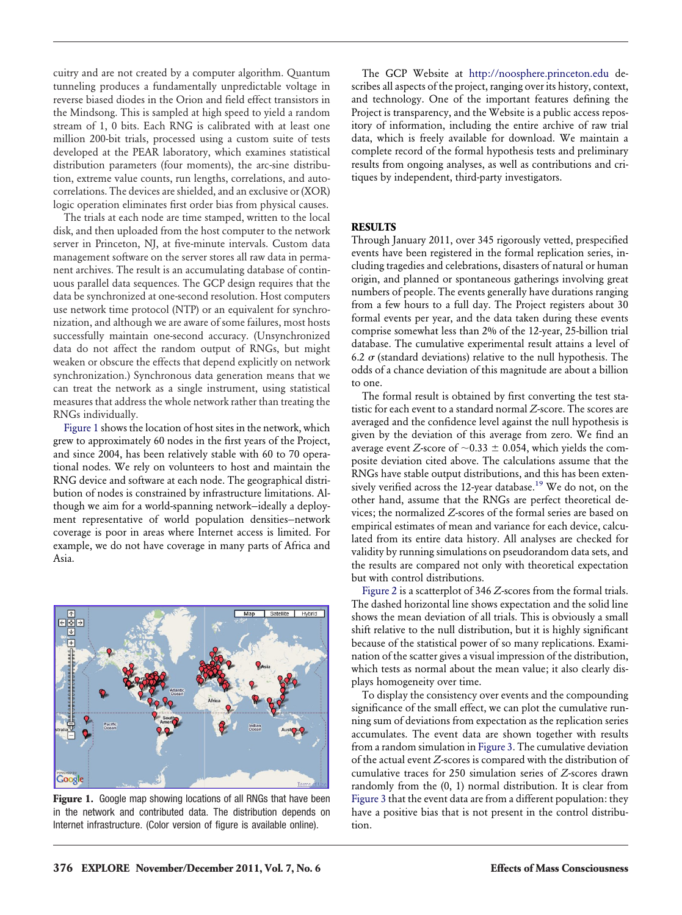cuitry and are not created by a computer algorithm. Quantum tunneling produces a fundamentally unpredictable voltage in reverse biased diodes in the Orion and field effect transistors in the Mindsong. This is sampled at high speed to yield a random stream of 1, 0 bits. Each RNG is calibrated with at least one million 200-bit trials, processed using a custom suite of tests developed at the PEAR laboratory, which examines statistical distribution parameters (four moments), the arc-sine distribution, extreme value counts, run lengths, correlations, and autocorrelations. The devices are shielded, and an exclusive or (XOR) logic operation eliminates first order bias from physical causes.

The trials at each node are time stamped, written to the local disk, and then uploaded from the host computer to the network server in Princeton, NJ, at five-minute intervals. Custom data management software on the server stores all raw data in permanent archives. The result is an accumulating database of continuous parallel data sequences. The GCP design requires that the data be synchronized at one-second resolution. Host computers use network time protocol (NTP) or an equivalent for synchronization, and although we are aware of some failures, most hosts successfully maintain one-second accuracy. (Unsynchronized data do not affect the random output of RNGs, but might weaken or obscure the effects that depend explicitly on network synchronization.) Synchronous data generation means that we can treat the network as a single instrument, using statistical measures that address the whole network rather than treating the RNGs individually.

Figure 1 shows the location of host sites in the network, which grew to approximately 60 nodes in the first years of the Project, and since 2004, has been relatively stable with 60 to 70 operational nodes. We rely on volunteers to host and maintain the RNG device and software at each node. The geographical distribution of nodes is constrained by infrastructure limitations. Although we aim for a world-spanning network–ideally a deployment representative of world population densities–network coverage is poor in areas where Internet access is limited. For example, we do not have coverage in many parts of Africa and Asia.

Map Satellite Hybrid
Atlantic Ocean
Asia
Africa
South America
Pacific Ocean
Indian Ocean
Australia
Google

**Figure 1.** Google map showing locations of all RNGs that have been in the network and contributed data. The distribution depends on Internet infrastructure. (Color version of figure is available online).

The GCP Website at http://noosphere.princeton.edu describes all aspects of the project, ranging over its history, context, and technology. One of the important features defining the Project is transparency, and the Website is a public access repository of information, including the entire archive of raw trial data, which is freely available for download. We maintain a complete record of the formal hypothesis tests and preliminary results from ongoing analyses, as well as contributions and critiques by independent, third-party investigators.

## RESULTS

Through January 2011, over 345 rigorously vetted, prespecified events have been registered in the formal replication series, including tragedies and celebrations, disasters of natural or human origin, and planned or spontaneous gatherings involving great numbers of people. The events generally have durations ranging from a few hours to a full day. The Project registers about 30 formal events per year, and the data taken during these events comprise somewhat less than 2% of the 12-year, 25-billion trial database. The cumulative experimental result attains a level of 6.2 $\sigma$ (standard deviations) relative to the null hypothesis. The odds of a chance deviation of this magnitude are about a billion to one.

The formal result is obtained by first converting the test statistic for each event to a standard normal *Z*-score. The scores are averaged and the confidence level against the null hypothesis is given by the deviation of this average from zero. We find an average event *Z*-score of $\sim$0.33 $\pm$ 0.054, which yields the composite deviation cited above. The calculations assume that the RNGs have stable output distributions, and this has been extensively verified across the 12-year database.[19] We do not, on the other hand, assume that the RNGs are perfect theoretical devices; the normalized *Z*-scores of the formal series are based on empirical estimates of mean and variance for each device, calculated from its entire data history. All analyses are checked for validity by running simulations on pseudorandom data sets, and the results are compared not only with theoretical expectation but with control distributions.

Figure 2 is a scatterplot of 346 *Z*-scores from the formal trials. The dashed horizontal line shows expectation and the solid line shows the mean deviation of all trials. This is obviously a small shift relative to the null distribution, but it is highly significant because of the statistical power of so many replications. Examination of the scatter gives a visual impression of the distribution, which tests as normal about the mean value; it also clearly displays homogeneity over time.

To display the consistency over events and the compounding significance of the small effect, we can plot the cumulative running sum of deviations from expectation as the replication series accumulates. The event data are shown together with results from a random simulation in Figure 3. The cumulative deviation of the actual event *Z*-scores is compared with the distribution of cumulative traces for 250 simulation series of *Z*-scores drawn randomly from the (0, 1) normal distribution. It is clear from Figure 3 that the event data are from a different population: they have a positive bias that is not present in the control distribution.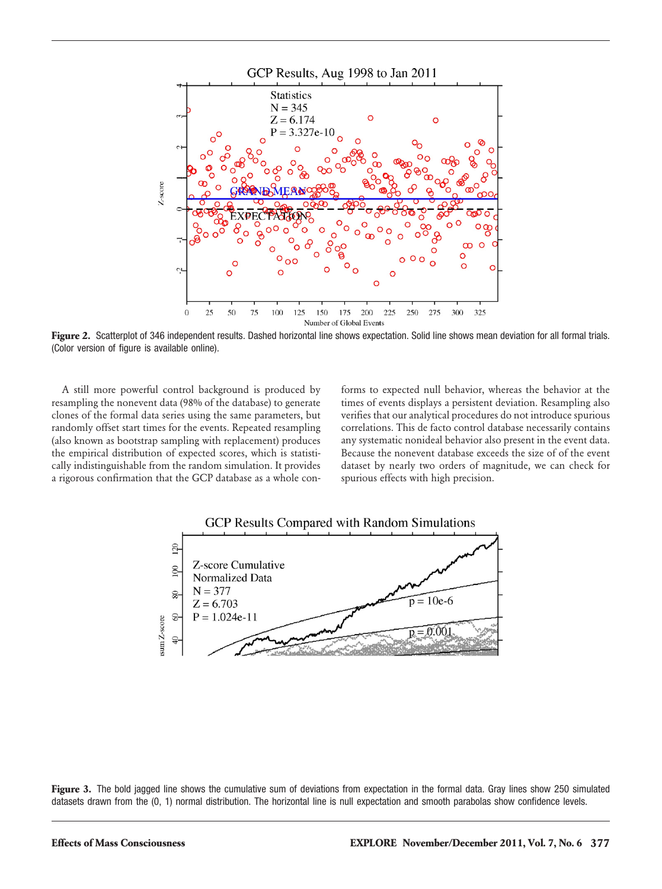**Figure 2.** Scatterplot of 346 independent results. Dashed horizontal line shows expectation. Solid line shows mean deviation for all formal trials. (Color version of figure is available online).

A still more powerful control background is produced by resampling the nonevent data (98% of the database) to generate clones of the formal data series using the same parameters, but randomly offset start times for the events. Repeated resampling (also known as bootstrap sampling with replacement) produces the empirical distribution of expected scores, which is statistically indistinguishable from the random simulation. It provides a rigorous confirmation that the GCP database as a whole conforms to expected null behavior, whereas the behavior at the times of events displays a persistent deviation. Resampling also verifies that our analytical procedures do not introduce spurious correlations. This de facto control database necessarily contains any systematic nonideal behavior also present in the event data. Because the nonevent database exceeds the size of of the event dataset by nearly two orders of magnitude, we can check for spurious effects with high precision.

**Figure 3.** The bold jagged line shows the cumulative sum of deviations from expectation in the formal data. Gray lines show 250 simulated datasets drawn from the (0, 1) normal distribution. The horizontal line is null expectation and smooth parabolas show confidence levels.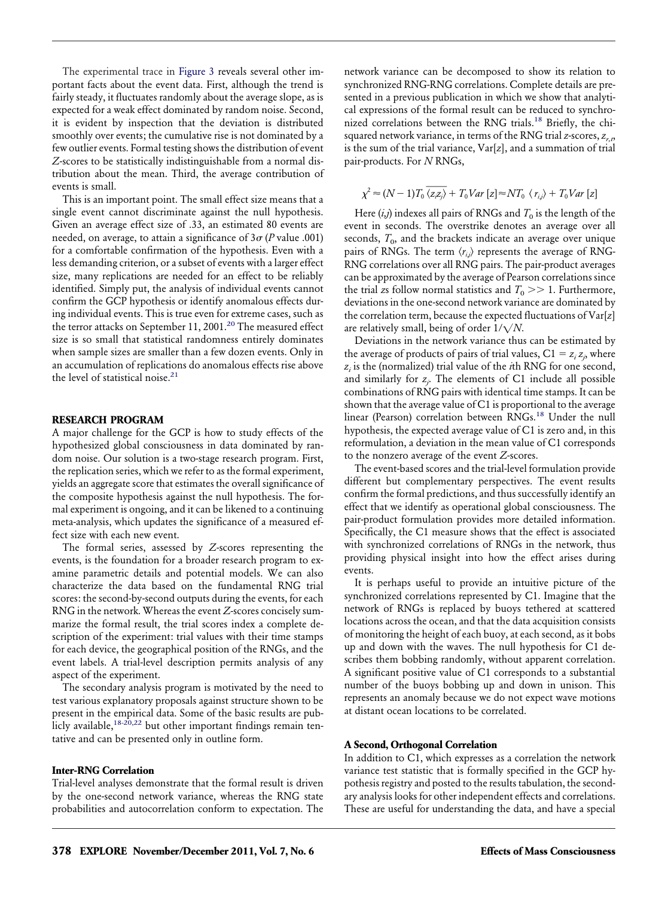The experimental trace in Figure 3 reveals several other important facts about the event data. First, although the trend is fairly steady, it fluctuates randomly about the average slope, as is expected for a weak effect dominated by random noise. Second, it is evident by inspection that the deviation is distributed smoothly over events; the cumulative rise is not dominated by a few outlier events. Formal testing shows the distribution of event *Z*-scores to be statistically indistinguishable from a normal distribution about the mean. Third, the average contribution of events is small.

This is an important point. The small effect size means that a single event cannot discriminate against the null hypothesis. Given an average effect size of .33, an estimated 80 events are needed, on average, to attain a significance of $3\sigma$ (*P* value .001) for a comfortable confirmation of the hypothesis. Even with a less demanding criterion, or a subset of events with a larger effect size, many replications are needed for an effect to be reliably identified. Simply put, the analysis of individual events cannot confirm the GCP hypothesis or identify anomalous effects during individual events. This is true even for extreme cases, such as the terror attacks on September 11, 2001.[20] The measured effect size is so small that statistical randomness entirely dominates when sample sizes are smaller than a few dozen events. Only in an accumulation of replications do anomalous effects rise above the level of statistical noise.[21]

## RESEARCH PROGRAM

A major challenge for the GCP is how to study effects of the hypothesized global consciousness in data dominated by random noise. Our solution is a two-stage research program. First, the replication series, which we refer to as the formal experiment, yields an aggregate score that estimates the overall significance of the composite hypothesis against the null hypothesis. The formal experiment is ongoing, and it can be likened to a continuing meta-analysis, which updates the significance of a measured effect size with each new event.

The formal series, assessed by *Z*-scores representing the events, is the foundation for a broader research program to examine parametric details and potential models. We can also characterize the data based on the fundamental RNG trial scores: the second-by-second outputs during the events, for each RNG in the network. Whereas the event *Z*-scores concisely summarize the formal result, the trial scores index a complete description of the experiment: trial values with their time stamps for each device, the geographical position of the RNGs, and the event labels. A trial-level description permits analysis of any aspect of the experiment.

The secondary analysis program is motivated by the need to test various explanatory proposals against structure shown to be present in the empirical data. Some of the basic results are publicly available,[18-20,22] but other important findings remain tentative and can be presented only in outline form.

### Inter-RNG Correlation

Trial-level analyses demonstrate that the formal result is driven by the one-second network variance, whereas the RNG state probabilities and autocorrelation conform to expectation. The network variance can be decomposed to show its relation to synchronized RNG-RNG correlations. Complete details are presented in a previous publication in which we show that analytical expressions of the formal result can be reduced to synchronized correlations between the RNG trials.[18] Briefly, the chi-squared network variance, in terms of the RNG trial *z*-scores, $z_{r,t}$, is the sum of the trial variance, $Var[z]$, and a summation of trial pair-products. For *N* RNGs,

$$\chi^2 \approx (N-1)T_0\,\overline{\langle z_i z_j \rangle} + T_0 Var\,[z] \approx NT_0\,\langle r_{i,j} \rangle + T_0 Var\,[z]$$

Here $(i,j)$ indexes all pairs of RNGs and $T_0$ is the length of the event in seconds. The overstrike denotes an average over all seconds, $T_0$, and the brackets indicate an average over unique pairs of RNGs. The term $\langle r_{i,j} \rangle$ represents the average of RNG-RNG correlations over all RNG pairs. The pair-product averages can be approximated by the average of Pearson correlations since the trial *z*s follow normal statistics and $T_0 >> 1$. Furthermore, deviations in the one-second network variance are dominated by the correlation term, because the expected fluctuations of $Var[z]$ are relatively small, being of order $1/\sqrt{N}$.

Deviations in the network variance thus can be estimated by the average of products of pairs of trial values, $C1 = z_i\, z_j$, where $z_i$ is the (normalized) trial value of the *i*th RNG for one second, and similarly for $z_j$. The elements of C1 include all possible combinations of RNG pairs with identical time stamps. It can be shown that the average value of C1 is proportional to the average linear (Pearson) correlation between RNGs.[18] Under the null hypothesis, the expected average value of C1 is zero and, in this reformulation, a deviation in the mean value of C1 corresponds to the nonzero average of the event *Z*-scores.

The event-based scores and the trial-level formulation provide different but complementary perspectives. The event results confirm the formal predictions, and thus successfully identify an effect that we identify as operational global consciousness. The pair-product formulation provides more detailed information. Specifically, the C1 measure shows that the effect is associated with synchronized correlations of RNGs in the network, thus providing physical insight into how the effect arises during events.

It is perhaps useful to provide an intuitive picture of the synchronized correlations represented by C1. Imagine that the network of RNGs is replaced by buoys tethered at scattered locations across the ocean, and that the data acquisition consists of monitoring the height of each buoy, at each second, as it bobs up and down with the waves. The null hypothesis for C1 describes them bobbing randomly, without apparent correlation. A significant positive value of C1 corresponds to a substantial number of the buoys bobbing up and down in unison. This represents an anomaly because we do not expect wave motions at distant ocean locations to be correlated.

### A Second, Orthogonal Correlation

In addition to C1, which expresses as a correlation the network variance test statistic that is formally specified in the GCP hypothesis registry and posted to the results tabulation, the secondary analysis looks for other independent effects and correlations. These are useful for understanding the data, and have a special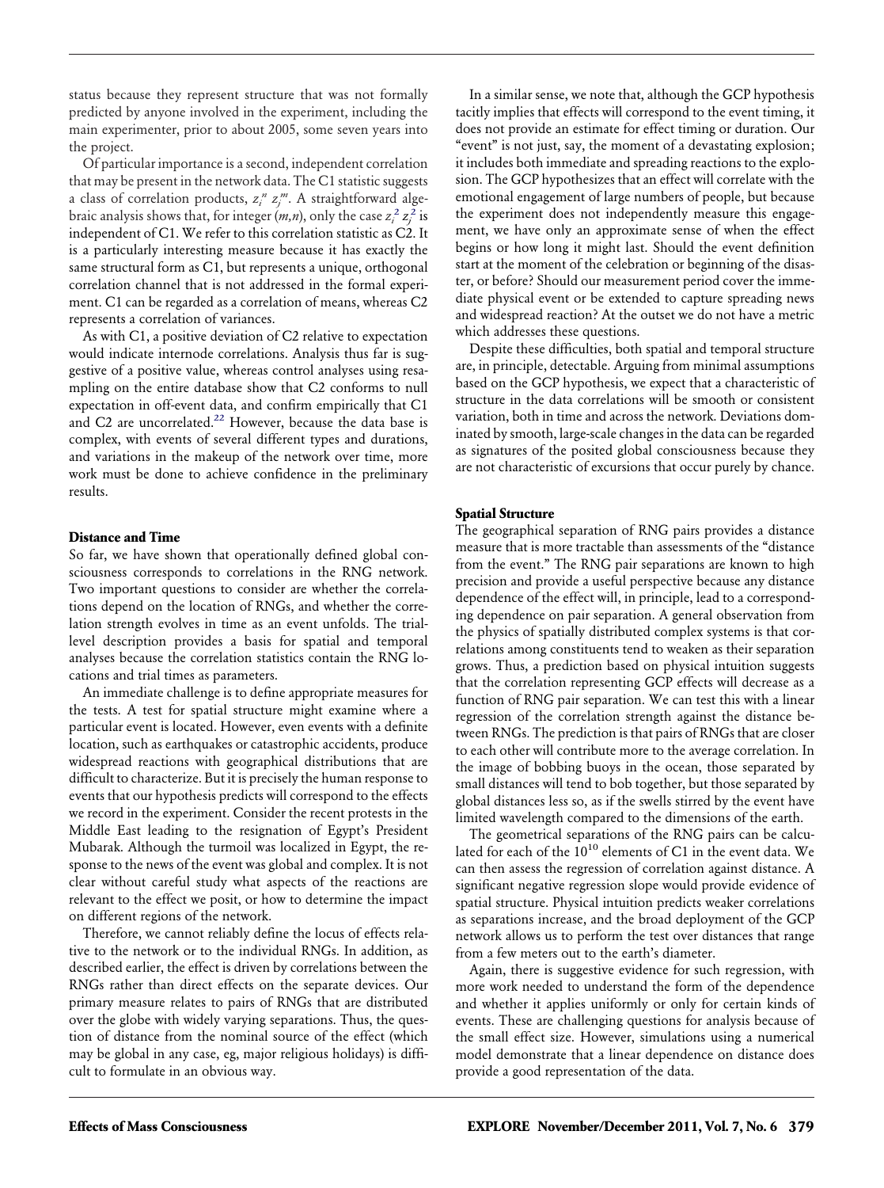status because they represent structure that was not formally predicted by anyone involved in the experiment, including the main experimenter, prior to about 2005, some seven years into the project.

Of particular importance is a second, independent correlation that may be present in the network data. The C1 statistic suggests a class of correlation products, $z_i^n z_j^m$. A straightforward algebraic analysis shows that, for integer $(m,n)$, only the case $z_i^2 z_j^2$ is independent of C1. We refer to this correlation statistic as C2. It is a particularly interesting measure because it has exactly the same structural form as C1, but represents a unique, orthogonal correlation channel that is not addressed in the formal experiment. C1 can be regarded as a correlation of means, whereas C2 represents a correlation of variances.

As with C1, a positive deviation of C2 relative to expectation would indicate internode correlations. Analysis thus far is suggestive of a positive value, whereas control analyses using resampling on the entire database show that C2 conforms to null expectation in off-event data, and confirm empirically that C1 and C2 are uncorrelated.[22] However, because the data base is complex, with events of several different types and durations, and variations in the makeup of the network over time, more work must be done to achieve confidence in the preliminary results.

### Distance and Time

So far, we have shown that operationally defined global consciousness corresponds to correlations in the RNG network. Two important questions to consider are whether the correlations depend on the location of RNGs, and whether the correlation strength evolves in time as an event unfolds. The trial-level description provides a basis for spatial and temporal analyses because the correlation statistics contain the RNG locations and trial times as parameters.

An immediate challenge is to define appropriate measures for the tests. A test for spatial structure might examine where a particular event is located. However, even events with a definite location, such as earthquakes or catastrophic accidents, produce widespread reactions with geographical distributions that are difficult to characterize. But it is precisely the human response to events that our hypothesis predicts will correspond to the effects we record in the experiment. Consider the recent protests in the Middle East leading to the resignation of Egypt's President Mubarak. Although the turmoil was localized in Egypt, the response to the news of the event was global and complex. It is not clear without careful study what aspects of the reactions are relevant to the effect we posit, or how to determine the impact on different regions of the network.

Therefore, we cannot reliably define the locus of effects relative to the network or to the individual RNGs. In addition, as described earlier, the effect is driven by correlations between the RNGs rather than direct effects on the separate devices. Our primary measure relates to pairs of RNGs that are distributed over the globe with widely varying separations. Thus, the question of distance from the nominal source of the effect (which may be global in any case, eg, major religious holidays) is difficult to formulate in an obvious way.

In a similar sense, we note that, although the GCP hypothesis tacitly implies that effects will correspond to the event timing, it does not provide an estimate for effect timing or duration. Our "event" is not just, say, the moment of a devastating explosion; it includes both immediate and spreading reactions to the explosion. The GCP hypothesizes that an effect will correlate with the emotional engagement of large numbers of people, but because the experiment does not independently measure this engagement, we have only an approximate sense of when the effect begins or how long it might last. Should the event definition start at the moment of the celebration or beginning of the disaster, or before? Should our measurement period cover the immediate physical event or be extended to capture spreading news and widespread reaction? At the outset we do not have a metric which addresses these questions.

Despite these difficulties, both spatial and temporal structure are, in principle, detectable. Arguing from minimal assumptions based on the GCP hypothesis, we expect that a characteristic of structure in the data correlations will be smooth or consistent variation, both in time and across the network. Deviations dominated by smooth, large-scale changes in the data can be regarded as signatures of the posited global consciousness because they are not characteristic of excursions that occur purely by chance.

### Spatial Structure

The geographical separation of RNG pairs provides a distance measure that is more tractable than assessments of the "distance from the event." The RNG pair separations are known to high precision and provide a useful perspective because any distance dependence of the effect will, in principle, lead to a corresponding dependence on pair separation. A general observation from the physics of spatially distributed complex systems is that correlations among constituents tend to weaken as their separation grows. Thus, a prediction based on physical intuition suggests that the correlation representing GCP effects will decrease as a function of RNG pair separation. We can test this with a linear regression of the correlation strength against the distance between RNGs. The prediction is that pairs of RNGs that are closer to each other will contribute more to the average correlation. In the image of bobbing buoys in the ocean, those separated by small distances will tend to bob together, but those separated by global distances less so, as if the swells stirred by the event have limited wavelength compared to the dimensions of the earth.

The geometrical separations of the RNG pairs can be calculated for each of the $10^{10}$ elements of C1 in the event data. We can then assess the regression of correlation against distance. A significant negative regression slope would provide evidence of spatial structure. Physical intuition predicts weaker correlations as separations increase, and the broad deployment of the GCP network allows us to perform the test over distances that range from a few meters out to the earth's diameter.

Again, there is suggestive evidence for such regression, with more work needed to understand the form of the dependence and whether it applies uniformly or only for certain kinds of events. These are challenging questions for analysis because of the small effect size. However, simulations using a numerical model demonstrate that a linear dependence on distance does provide a good representation of the data.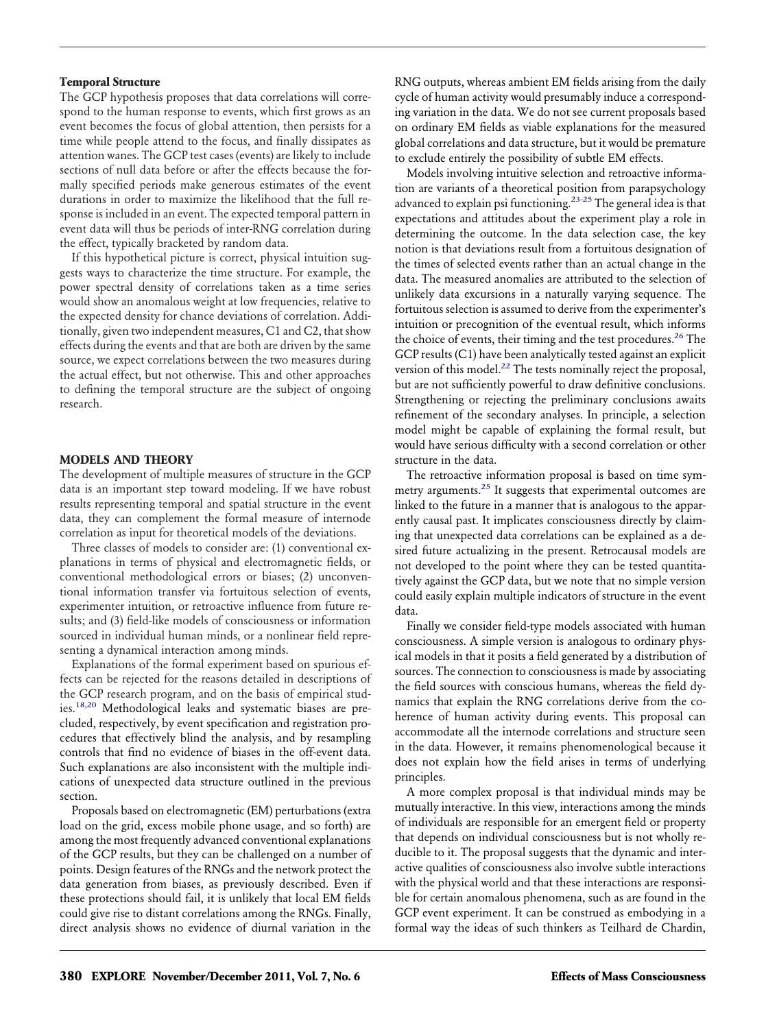### Temporal Structure

The GCP hypothesis proposes that data correlations will correspond to the human response to events, which first grows as an event becomes the focus of global attention, then persists for a time while people attend to the focus, and finally dissipates as attention wanes. The GCP test cases (events) are likely to include sections of null data before or after the effects because the formally specified periods make generous estimates of the event durations in order to maximize the likelihood that the full response is included in an event. The expected temporal pattern in event data will thus be periods of inter-RNG correlation during the effect, typically bracketed by random data.

If this hypothetical picture is correct, physical intuition suggests ways to characterize the time structure. For example, the power spectral density of correlations taken as a time series would show an anomalous weight at low frequencies, relative to the expected density for chance deviations of correlation. Additionally, given two independent measures, C1 and C2, that show effects during the events and that are both are driven by the same source, we expect correlations between the two measures during the actual effect, but not otherwise. This and other approaches to defining the temporal structure are the subject of ongoing research.

## MODELS AND THEORY

The development of multiple measures of structure in the GCP data is an important step toward modeling. If we have robust results representing temporal and spatial structure in the event data, they can complement the formal measure of internode correlation as input for theoretical models of the deviations.

Three classes of models to consider are: (1) conventional explanations in terms of physical and electromagnetic fields, or conventional methodological errors or biases; (2) unconventional information transfer via fortuitous selection of events, experimenter intuition, or retroactive influence from future results; and (3) field-like models of consciousness or information sourced in individual human minds, or a nonlinear field representing a dynamical interaction among minds.

Explanations of the formal experiment based on spurious effects can be rejected for the reasons detailed in descriptions of the GCP research program, and on the basis of empirical studies.[18,20] Methodological leaks and systematic biases are precluded, respectively, by event specification and registration procedures that effectively blind the analysis, and by resampling controls that find no evidence of biases in the off-event data. Such explanations are also inconsistent with the multiple indications of unexpected data structure outlined in the previous section.

Proposals based on electromagnetic (EM) perturbations (extra load on the grid, excess mobile phone usage, and so forth) are among the most frequently advanced conventional explanations of the GCP results, but they can be challenged on a number of points. Design features of the RNGs and the network protect the data generation from biases, as previously described. Even if these protections should fail, it is unlikely that local EM fields could give rise to distant correlations among the RNGs. Finally, direct analysis shows no evidence of diurnal variation in the RNG outputs, whereas ambient EM fields arising from the daily cycle of human activity would presumably induce a corresponding variation in the data. We do not see current proposals based on ordinary EM fields as viable explanations for the measured global correlations and data structure, but it would be premature to exclude entirely the possibility of subtle EM effects.

Models involving intuitive selection and retroactive information are variants of a theoretical position from parapsychology advanced to explain psi functioning.[23-25] The general idea is that expectations and attitudes about the experiment play a role in determining the outcome. In the data selection case, the key notion is that deviations result from a fortuitous designation of the times of selected events rather than an actual change in the data. The measured anomalies are attributed to the selection of unlikely data excursions in a naturally varying sequence. The fortuitous selection is assumed to derive from the experimenter's intuition or precognition of the eventual result, which informs the choice of events, their timing and the test procedures.[26] The GCP results (C1) have been analytically tested against an explicit version of this model.[22] The tests nominally reject the proposal, but are not sufficiently powerful to draw definitive conclusions. Strengthening or rejecting the preliminary conclusions awaits refinement of the secondary analyses. In principle, a selection model might be capable of explaining the formal result, but would have serious difficulty with a second correlation or other structure in the data.

The retroactive information proposal is based on time symmetry arguments.[25] It suggests that experimental outcomes are linked to the future in a manner that is analogous to the apparently causal past. It implicates consciousness directly by claiming that unexpected data correlations can be explained as a desired future actualizing in the present. Retrocausal models are not developed to the point where they can be tested quantitatively against the GCP data, but we note that no simple version could easily explain multiple indicators of structure in the event data.

Finally we consider field-type models associated with human consciousness. A simple version is analogous to ordinary physical models in that it posits a field generated by a distribution of sources. The connection to consciousness is made by associating the field sources with conscious humans, whereas the field dynamics that explain the RNG correlations derive from the coherence of human activity during events. This proposal can accommodate all the internode correlations and structure seen in the data. However, it remains phenomenological because it does not explain how the field arises in terms of underlying principles.

A more complex proposal is that individual minds may be mutually interactive. In this view, interactions among the minds of individuals are responsible for an emergent field or property that depends on individual consciousness but is not wholly reducible to it. The proposal suggests that the dynamic and interactive qualities of consciousness also involve subtle interactions with the physical world and that these interactions are responsible for certain anomalous phenomena, such as are found in the GCP event experiment. It can be construed as embodying in a formal way the ideas of such thinkers as Teilhard de Chardin,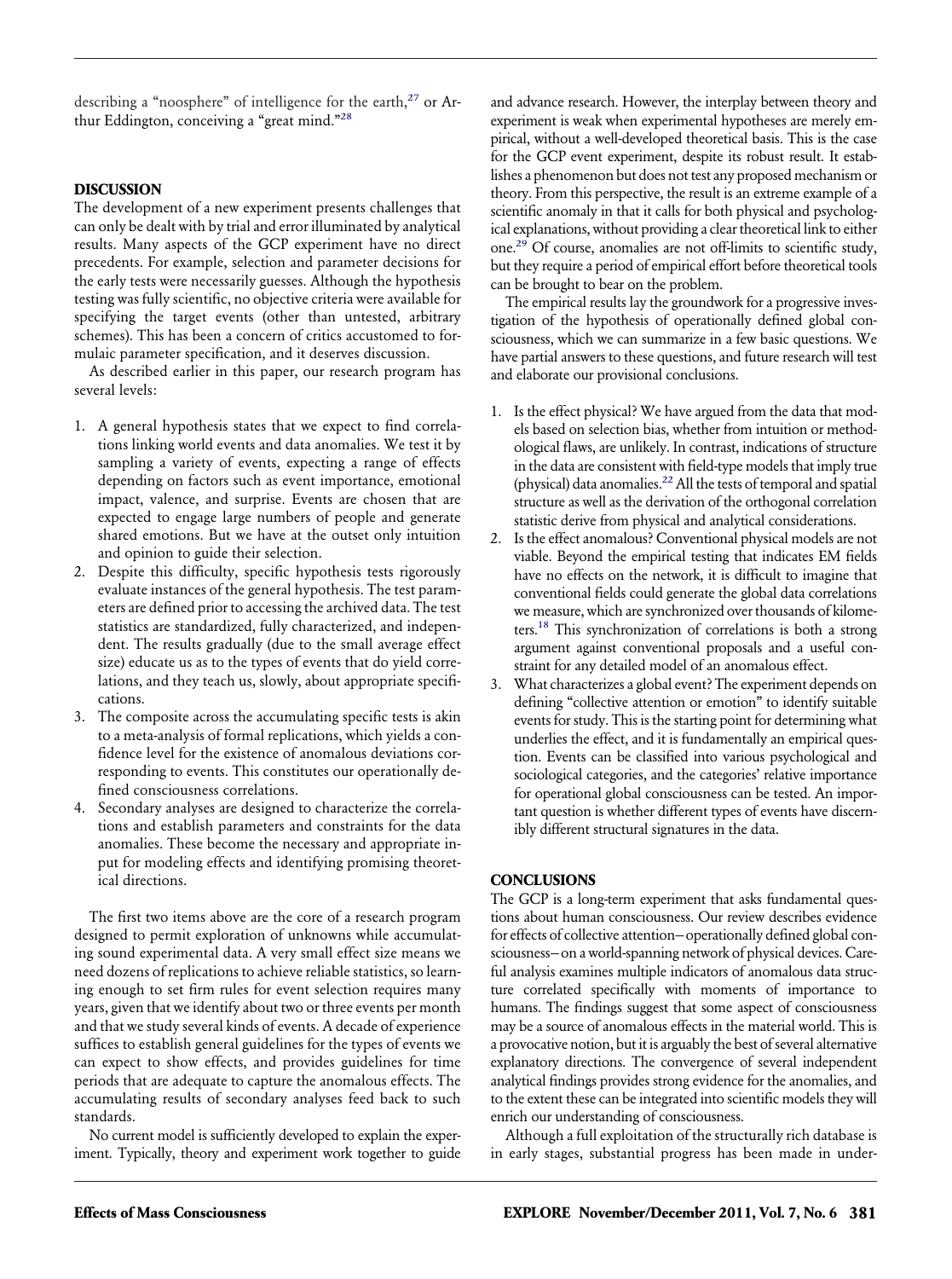describing a "noosphere" of intelligence for the earth,[27] or Arthur Eddington, conceiving a "great mind."[28]

## DISCUSSION

The development of a new experiment presents challenges that can only be dealt with by trial and error illuminated by analytical results. Many aspects of the GCP experiment have no direct precedents. For example, selection and parameter decisions for the early tests were necessarily guesses. Although the hypothesis testing was fully scientific, no objective criteria were available for specifying the target events (other than untested, arbitrary schemes). This has been a concern of critics accustomed to formulaic parameter specification, and it deserves discussion.

As described earlier in this paper, our research program has several levels:

1. A general hypothesis states that we expect to find correlations linking world events and data anomalies. We test it by sampling a variety of events, expecting a range of effects depending on factors such as event importance, emotional impact, valence, and surprise. Events are chosen that are expected to engage large numbers of people and generate shared emotions. But we have at the outset only intuition and opinion to guide their selection.
2. Despite this difficulty, specific hypothesis tests rigorously evaluate instances of the general hypothesis. The test parameters are defined prior to accessing the archived data. The test statistics are standardized, fully characterized, and independent. The results gradually (due to the small average effect size) educate us as to the types of events that do yield correlations, and they teach us, slowly, about appropriate specifications.
3. The composite across the accumulating specific tests is akin to a meta-analysis of formal replications, which yields a confidence level for the existence of anomalous deviations corresponding to events. This constitutes our operationally defined consciousness correlations.
4. Secondary analyses are designed to characterize the correlations and establish parameters and constraints for the data anomalies. These become the necessary and appropriate input for modeling effects and identifying promising theoretical directions.

The first two items above are the core of a research program designed to permit exploration of unknowns while accumulating sound experimental data. A very small effect size means we need dozens of replications to achieve reliable statistics, so learning enough to set firm rules for event selection requires many years, given that we identify about two or three events per month and that we study several kinds of events. A decade of experience suffices to establish general guidelines for the types of events we can expect to show effects, and provides guidelines for time periods that are adequate to capture the anomalous effects. The accumulating results of secondary analyses feed back to such standards.

No current model is sufficiently developed to explain the experiment. Typically, theory and experiment work together to guide and advance research. However, the interplay between theory and experiment is weak when experimental hypotheses are merely empirical, without a well-developed theoretical basis. This is the case for the GCP event experiment, despite its robust result. It establishes a phenomenon but does not test any proposed mechanism or theory. From this perspective, the result is an extreme example of a scientific anomaly in that it calls for both physical and psychological explanations, without providing a clear theoretical link to either one.[29] Of course, anomalies are not off-limits to scientific study, but they require a period of empirical effort before theoretical tools can be brought to bear on the problem.

The empirical results lay the groundwork for a progressive investigation of the hypothesis of operationally defined global consciousness, which we can summarize in a few basic questions. We have partial answers to these questions, and future research will test and elaborate our provisional conclusions.

1. Is the effect physical? We have argued from the data that models based on selection bias, whether from intuition or methodological flaws, are unlikely. In contrast, indications of structure in the data are consistent with field-type models that imply true (physical) data anomalies.[22] All the tests of temporal and spatial structure as well as the derivation of the orthogonal correlation statistic derive from physical and analytical considerations.
2. Is the effect anomalous? Conventional physical models are not viable. Beyond the empirical testing that indicates EM fields have no effects on the network, it is difficult to imagine that conventional fields could generate the global data correlations we measure, which are synchronized over thousands of kilometers.[18] This synchronization of correlations is both a strong argument against conventional proposals and a useful constraint for any detailed model of an anomalous effect.
3. What characterizes a global event? The experiment depends on defining "collective attention or emotion" to identify suitable events for study. This is the starting point for determining what underlies the effect, and it is fundamentally an empirical question. Events can be classified into various psychological and sociological categories, and the categories' relative importance for operational global consciousness can be tested. An important question is whether different types of events have discernibly different structural signatures in the data.

## CONCLUSIONS

The GCP is a long-term experiment that asks fundamental questions about human consciousness. Our review describes evidence for effects of collective attention—operationally defined global consciousness—on a world-spanning network of physical devices. Careful analysis examines multiple indicators of anomalous data structure correlated specifically with moments of importance to humans. The findings suggest that some aspect of consciousness may be a source of anomalous effects in the material world. This is a provocative notion, but it is arguably the best of several alternative explanatory directions. The convergence of several independent analytical findings provides strong evidence for the anomalies, and to the extent these can be integrated into scientific models they will enrich our understanding of consciousness.

Although a full exploitation of the structurally rich database is in early stages, substantial progress has been made in under-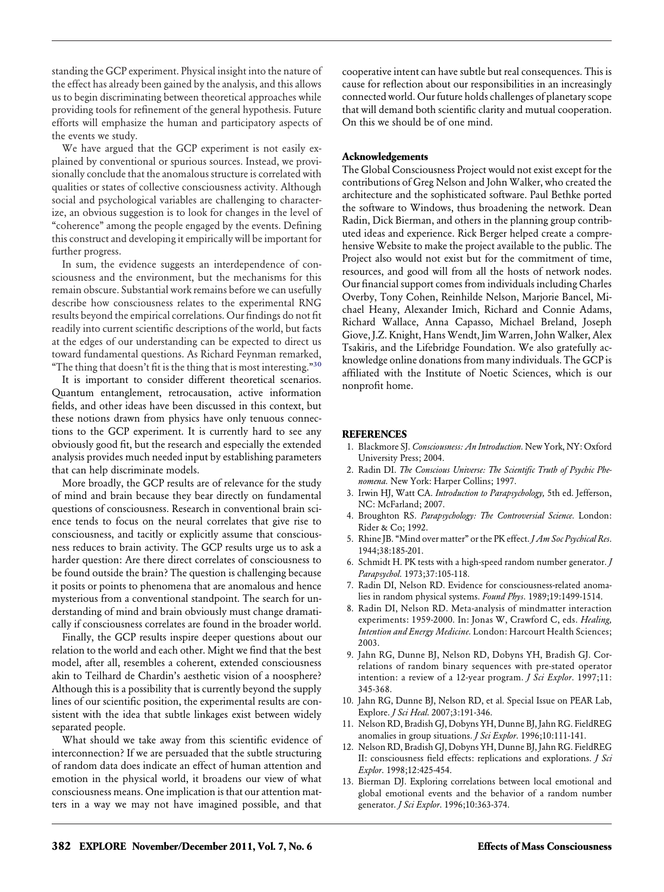standing the GCP experiment. Physical insight into the nature of the effect has already been gained by the analysis, and this allows us to begin discriminating between theoretical approaches while providing tools for refinement of the general hypothesis. Future efforts will emphasize the human and participatory aspects of the events we study.

We have argued that the GCP experiment is not easily explained by conventional or spurious sources. Instead, we provisionally conclude that the anomalous structure is correlated with qualities or states of collective consciousness activity. Although social and psychological variables are challenging to characterize, an obvious suggestion is to look for changes in the level of "coherence" among the people engaged by the events. Defining this construct and developing it empirically will be important for further progress.

In sum, the evidence suggests an interdependence of consciousness and the environment, but the mechanisms for this remain obscure. Substantial work remains before we can usefully describe how consciousness relates to the experimental RNG results beyond the empirical correlations. Our findings do not fit readily into current scientific descriptions of the world, but facts at the edges of our understanding can be expected to direct us toward fundamental questions. As Richard Feynman remarked, "The thing that doesn't fit is the thing that is most interesting."[30]

It is important to consider different theoretical scenarios. Quantum entanglement, retrocausation, active information fields, and other ideas have been discussed in this context, but these notions drawn from physics have only tenuous connections to the GCP experiment. It is currently hard to see any obviously good fit, but the research and especially the extended analysis provides much needed input by establishing parameters that can help discriminate models.

More broadly, the GCP results are of relevance for the study of mind and brain because they bear directly on fundamental questions of consciousness. Research in conventional brain science tends to focus on the neural correlates that give rise to consciousness, and tacitly or explicitly assume that consciousness reduces to brain activity. The GCP results urge us to ask a harder question: Are there direct correlates of consciousness to be found outside the brain? The question is challenging because it posits or points to phenomena that are anomalous and hence mysterious from a conventional standpoint. The search for understanding of mind and brain obviously must change dramatically if consciousness correlates are found in the broader world.

Finally, the GCP results inspire deeper questions about our relation to the world and each other. Might we find that the best model, after all, resembles a coherent, extended consciousness akin to Teilhard de Chardin's aesthetic vision of a noosphere? Although this is a possibility that is currently beyond the supply lines of our scientific position, the experimental results are consistent with the idea that subtle linkages exist between widely separated people.

What should we take away from this scientific evidence of interconnection? If we are persuaded that the subtle structuring of random data does indicate an effect of human attention and emotion in the physical world, it broadens our view of what consciousness means. One implication is that our attention matters in a way we may not have imagined possible, and that cooperative intent can have subtle but real consequences. This is cause for reflection about our responsibilities in an increasingly connected world. Our future holds challenges of planetary scope that will demand both scientific clarity and mutual cooperation. On this we should be of one mind.

#### Acknowledgements

The Global Consciousness Project would not exist except for the contributions of Greg Nelson and John Walker, who created the architecture and the sophisticated software. Paul Bethke ported the software to Windows, thus broadening the network. Dean Radin, Dick Bierman, and others in the planning group contributed ideas and experience. Rick Berger helped create a comprehensive Website to make the project available to the public. The Project also would not exist but for the commitment of time, resources, and good will from all the hosts of network nodes. Our financial support comes from individuals including Charles Overby, Tony Cohen, Reinhilde Nelson, Marjorie Bancel, Michael Heany, Alexander Imich, Richard and Connie Adams, Richard Wallace, Anna Capasso, Michael Breland, Joseph Giove, J.Z. Knight, Hans Wendt, Jim Warren, John Walker, Alex Tsakiris, and the Lifebridge Foundation. We also gratefully acknowledge online donations from many individuals. The GCP is affiliated with the Institute of Noetic Sciences, which is our nonprofit home.

#### REFERENCES

1. Blackmore SJ. *Consciousness: An Introduction.* New York, NY: Oxford University Press; 2004.
2. Radin DI. *The Conscious Universe: The Scientific Truth of Psychic Phenomena.* New York: Harper Collins; 1997.
3. Irwin HJ, Watt CA. *Introduction to Parapsychology,* 5th ed. Jefferson, NC: McFarland; 2007.
4. Broughton RS. *Parapsychology: The Controversial Science.* London: Rider & Co; 1992.
5. Rhine JB. "Mind over matter" or the PK effect. *J Am Soc Psychical Res.* 1944;38:185-201.
6. Schmidt H. PK tests with a high-speed random number generator. *J Parapsychol.* 1973;37:105-118.
7. Radin DI, Nelson RD. Evidence for consciousness-related anomalies in random physical systems. *Found Phys.* 1989;19:1499-1514.
8. Radin DI, Nelson RD. Meta-analysis of mindmatter interaction experiments: 1959-2000. In: Jonas W, Crawford C, eds. *Healing, Intention and Energy Medicine.* London: Harcourt Health Sciences; 2003.
9. Jahn RG, Dunne BJ, Nelson RD, Dobyns YH, Bradish GJ. Correlations of random binary sequences with pre-stated operator intention: a review of a 12-year program. *J Sci Explor.* 1997;11: 345-368.
10. Jahn RG, Dunne BJ, Nelson RD, et al. Special Issue on PEAR Lab, Explore. *J Sci Heal.* 2007;3:191-346.
11. Nelson RD, Bradish GJ, Dobyns YH, Dunne BJ, Jahn RG. FieldREG anomalies in group situations. *J Sci Explor.* 1996;10:111-141.
12. Nelson RD, Bradish GJ, Dobyns YH, Dunne BJ, Jahn RG. FieldREG II: consciousness field effects: replications and explorations. *J Sci Explor.* 1998;12:425-454.
13. Bierman DJ. Exploring correlations between local emotional and global emotional events and the behavior of a random number generator. *J Sci Explor.* 1996;10:363-374.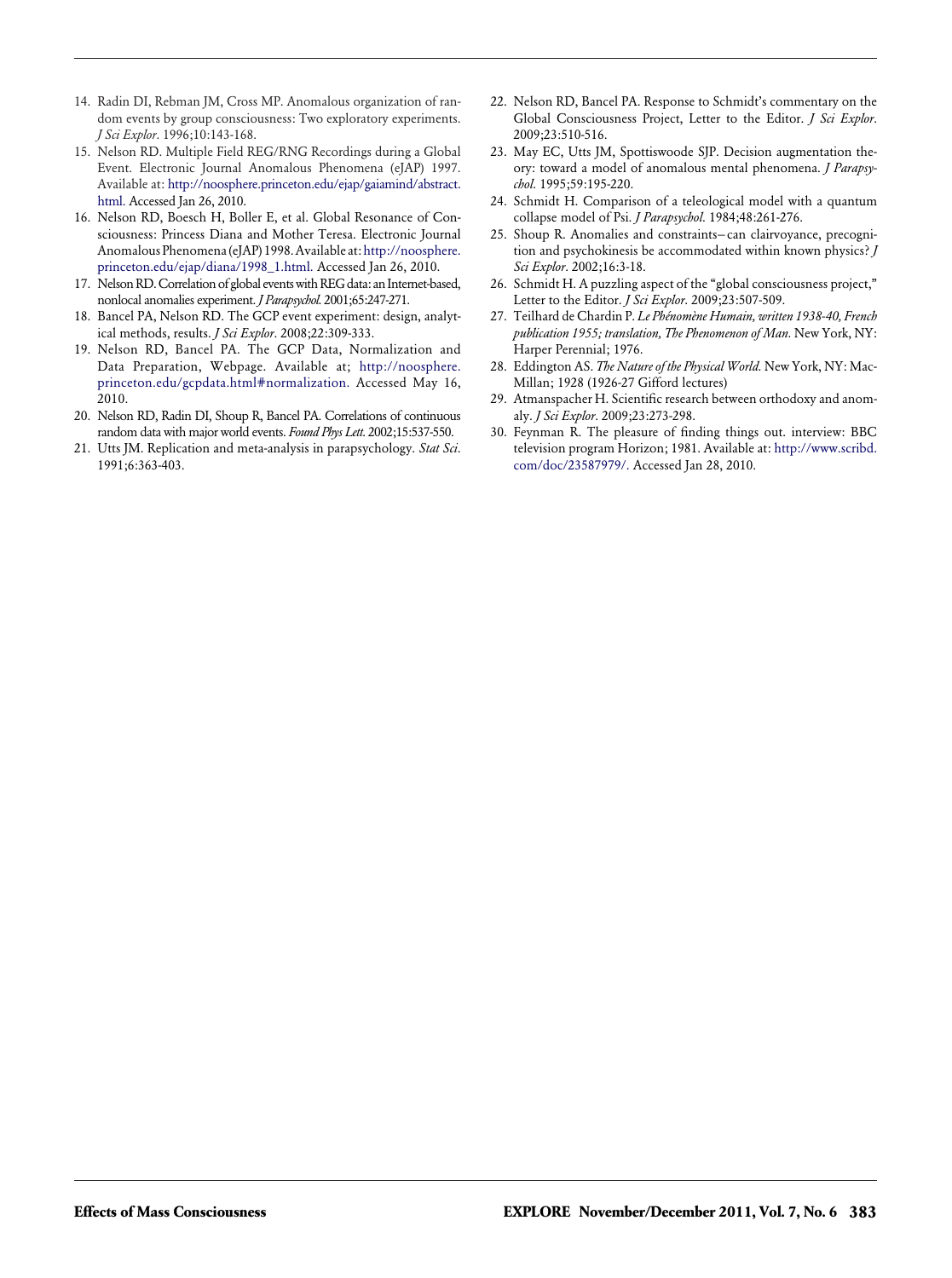14. Radin DI, Rebman JM, Cross MP. Anomalous organization of random events by group consciousness: Two exploratory experiments. *J Sci Explor*. 1996;10:143-168.
15. Nelson RD. Multiple Field REG/RNG Recordings during a Global Event. Electronic Journal Anomalous Phenomena (eJAP) 1997. Available at: http://noosphere.princeton.edu/ejap/gaiamind/abstract.html. Accessed Jan 26, 2010.
16. Nelson RD, Boesch H, Boller E, et al. Global Resonance of Consciousness: Princess Diana and Mother Teresa. Electronic Journal Anomalous Phenomena (eJAP) 1998. Available at: http://noosphere.princeton.edu/ejap/diana/1998_1.html. Accessed Jan 26, 2010.
17. Nelson RD. Correlation of global events with REG data: an Internet-based, nonlocal anomalies experiment. *J Parapsychol*. 2001;65:247-271.
18. Bancel PA, Nelson RD. The GCP event experiment: design, analytical methods, results. *J Sci Explor*. 2008;22:309-333.
19. Nelson RD, Bancel PA. The GCP Data, Normalization and Data Preparation, Webpage. Available at; http://noosphere.princeton.edu/gcpdata.html#normalization. Accessed May 16, 2010.
20. Nelson RD, Radin DI, Shoup R, Bancel PA. Correlations of continuous random data with major world events. *Found Phys Lett*. 2002;15:537-550.
21. Utts JM. Replication and meta-analysis in parapsychology. *Stat Sci*. 1991;6:363-403.
22. Nelson RD, Bancel PA. Response to Schmidt's commentary on the Global Consciousness Project, Letter to the Editor. *J Sci Explor*. 2009;23:510-516.
23. May EC, Utts JM, Spottiswoode SJP. Decision augmentation theory: toward a model of anomalous mental phenomena. *J Parapsychol*. 1995;59:195-220.
24. Schmidt H. Comparison of a teleological model with a quantum collapse model of Psi. *J Parapsychol*. 1984;48:261-276.
25. Shoup R. Anomalies and constraints– can clairvoyance, precognition and psychokinesis be accommodated within known physics? *J Sci Explor*. 2002;16:3-18.
26. Schmidt H. A puzzling aspect of the "global consciousness project," Letter to the Editor. *J Sci Explor*. 2009;23:507-509.
27. Teilhard de Chardin P. *Le Phénomène Humain, written 1938-40, French publication 1955; translation, The Phenomenon of Man*. New York, NY: Harper Perennial; 1976.
28. Eddington AS. *The Nature of the Physical World*. New York, NY: MacMillan; 1928 (1926-27 Gifford lectures)
29. Atmanspacher H. Scientific research between orthodoxy and anomaly. *J Sci Explor*. 2009;23:273-298.
30. Feynman R. The pleasure of finding things out. interview: BBC television program Horizon; 1981. Available at: http://www.scribd.com/doc/23587979/. Accessed Jan 28, 2010.